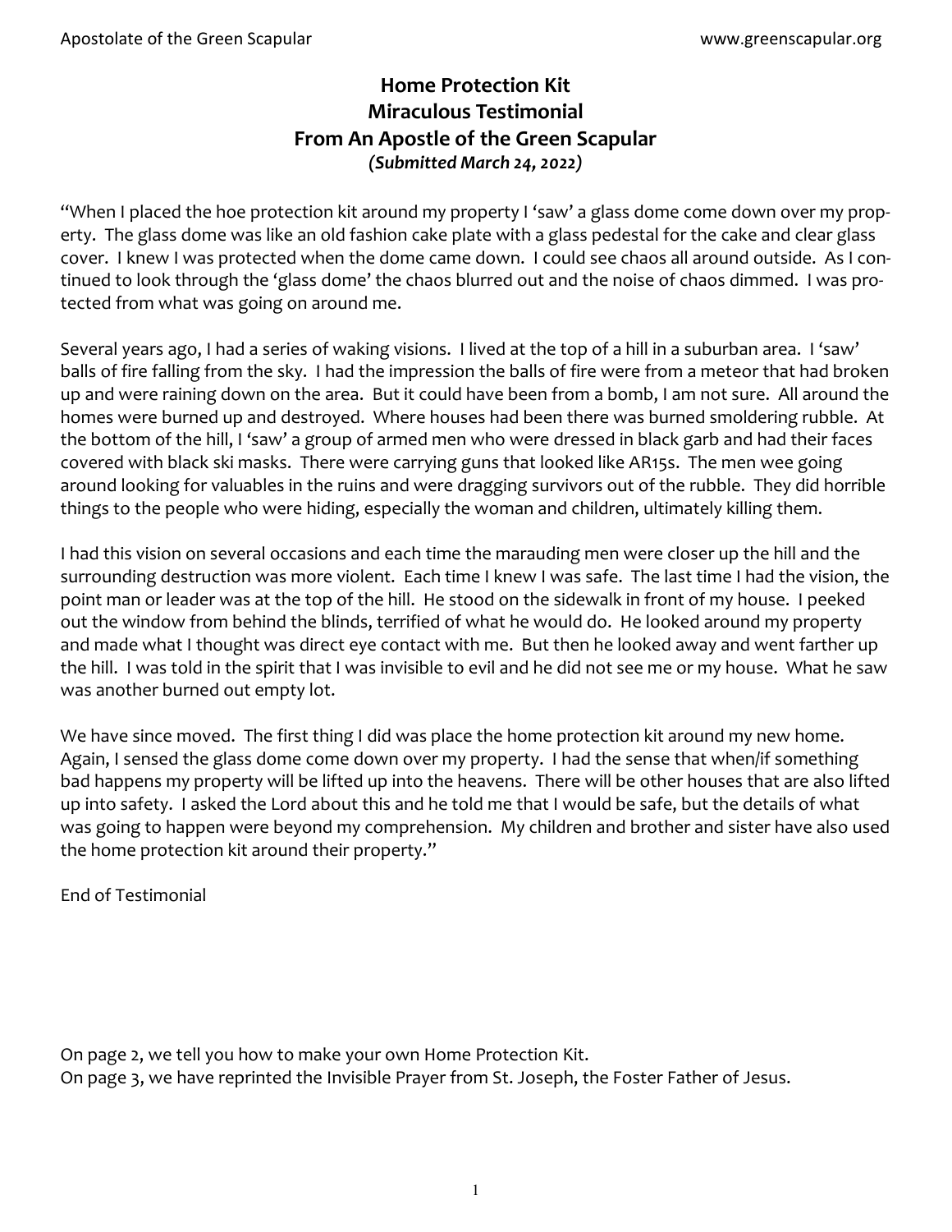## Home Protection Kit
## Miraculous Testimonial
## From An Apostle of the Green Scapular

*(Submitted March 24, 2022)*

"When I placed the hoe protection kit around my property I 'saw' a glass dome come down over my property. The glass dome was like an old fashion cake plate with a glass pedestal for the cake and clear glass cover. I knew I was protected when the dome came down. I could see chaos all around outside. As I continued to look through the 'glass dome' the chaos blurred out and the noise of chaos dimmed. I was protected from what was going on around me.

Several years ago, I had a series of waking visions. I lived at the top of a hill in a suburban area. I 'saw' balls of fire falling from the sky. I had the impression the balls of fire were from a meteor that had broken up and were raining down on the area. But it could have been from a bomb, I am not sure. All around the homes were burned up and destroyed. Where houses had been there was burned smoldering rubble. At the bottom of the hill, I 'saw' a group of armed men who were dressed in black garb and had their faces covered with black ski masks. There were carrying guns that looked like AR15s. The men wee going around looking for valuables in the ruins and were dragging survivors out of the rubble. They did horrible things to the people who were hiding, especially the woman and children, ultimately killing them.

I had this vision on several occasions and each time the marauding men were closer up the hill and the surrounding destruction was more violent. Each time I knew I was safe. The last time I had the vision, the point man or leader was at the top of the hill. He stood on the sidewalk in front of my house. I peeked out the window from behind the blinds, terrified of what he would do. He looked around my property and made what I thought was direct eye contact with me. But then he looked away and went farther up the hill. I was told in the spirit that I was invisible to evil and he did not see me or my house. What he saw was another burned out empty lot.

We have since moved. The first thing I did was place the home protection kit around my new home. Again, I sensed the glass dome come down over my property. I had the sense that when/if something bad happens my property will be lifted up into the heavens. There will be other houses that are also lifted up into safety. I asked the Lord about this and he told me that I would be safe, but the details of what was going to happen were beyond my comprehension. My children and brother and sister have also used the home protection kit around their property."

End of Testimonial

On page 2, we tell you how to make your own Home Protection Kit.
On page 3, we have reprinted the Invisible Prayer from St. Joseph, the Foster Father of Jesus.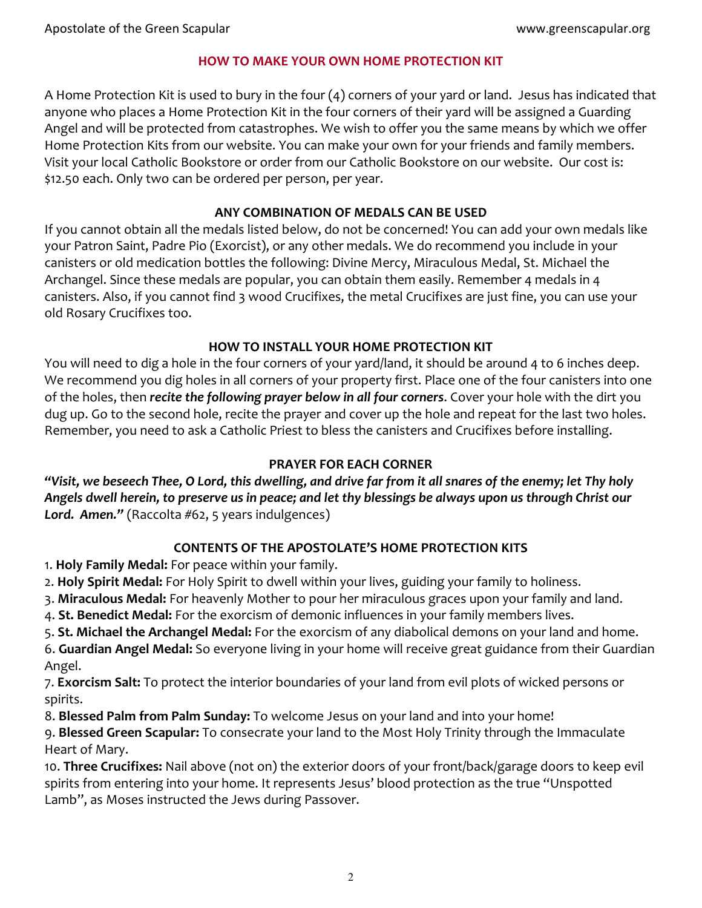## HOW TO MAKE YOUR OWN HOME PROTECTION KIT

A Home Protection Kit is used to bury in the four (4) corners of your yard or land. Jesus has indicated that anyone who places a Home Protection Kit in the four corners of their yard will be assigned a Guarding Angel and will be protected from catastrophes. We wish to offer you the same means by which we offer Home Protection Kits from our website. You can make your own for your friends and family members. Visit your local Catholic Bookstore or order from our Catholic Bookstore on our website. Our cost is: $12.50 each. Only two can be ordered per person, per year.

### ANY COMBINATION OF MEDALS CAN BE USED

If you cannot obtain all the medals listed below, do not be concerned! You can add your own medals like your Patron Saint, Padre Pio (Exorcist), or any other medals. We do recommend you include in your canisters or old medication bottles the following: Divine Mercy, Miraculous Medal, St. Michael the Archangel. Since these medals are popular, you can obtain them easily. Remember 4 medals in 4 canisters. Also, if you cannot find 3 wood Crucifixes, the metal Crucifixes are just fine, you can use your old Rosary Crucifixes too.

### HOW TO INSTALL YOUR HOME PROTECTION KIT

You will need to dig a hole in the four corners of your yard/land, it should be around 4 to 6 inches deep. We recommend you dig holes in all corners of your property first. Place one of the four canisters into one of the holes, then ***recite the following prayer below in all four corners***. Cover your hole with the dirt you dug up. Go to the second hole, recite the prayer and cover up the hole and repeat for the last two holes. Remember, you need to ask a Catholic Priest to bless the canisters and Crucifixes before installing.

### PRAYER FOR EACH CORNER

***"Visit, we beseech Thee, O Lord, this dwelling, and drive far from it all snares of the enemy; let Thy holy Angels dwell herein, to preserve us in peace; and let thy blessings be always upon us through Christ our Lord. Amen."*** (Raccolta #62, 5 years indulgences)

### CONTENTS OF THE APOSTOLATE'S HOME PROTECTION KITS

1. **Holy Family Medal:** For peace within your family.
2. **Holy Spirit Medal:** For Holy Spirit to dwell within your lives, guiding your family to holiness.
3. **Miraculous Medal:** For heavenly Mother to pour her miraculous graces upon your family and land.
4. **St. Benedict Medal:** For the exorcism of demonic influences in your family members lives.
5. **St. Michael the Archangel Medal:** For the exorcism of any diabolical demons on your land and home.
6. **Guardian Angel Medal:** So everyone living in your home will receive great guidance from their Guardian Angel.
7. **Exorcism Salt:** To protect the interior boundaries of your land from evil plots of wicked persons or spirits.
8. **Blessed Palm from Palm Sunday:** To welcome Jesus on your land and into your home!
9. **Blessed Green Scapular:** To consecrate your land to the Most Holy Trinity through the Immaculate Heart of Mary.
10. **Three Crucifixes:** Nail above (not on) the exterior doors of your front/back/garage doors to keep evil spirits from entering into your home. It represents Jesus' blood protection as the true "Unspotted Lamb", as Moses instructed the Jews during Passover.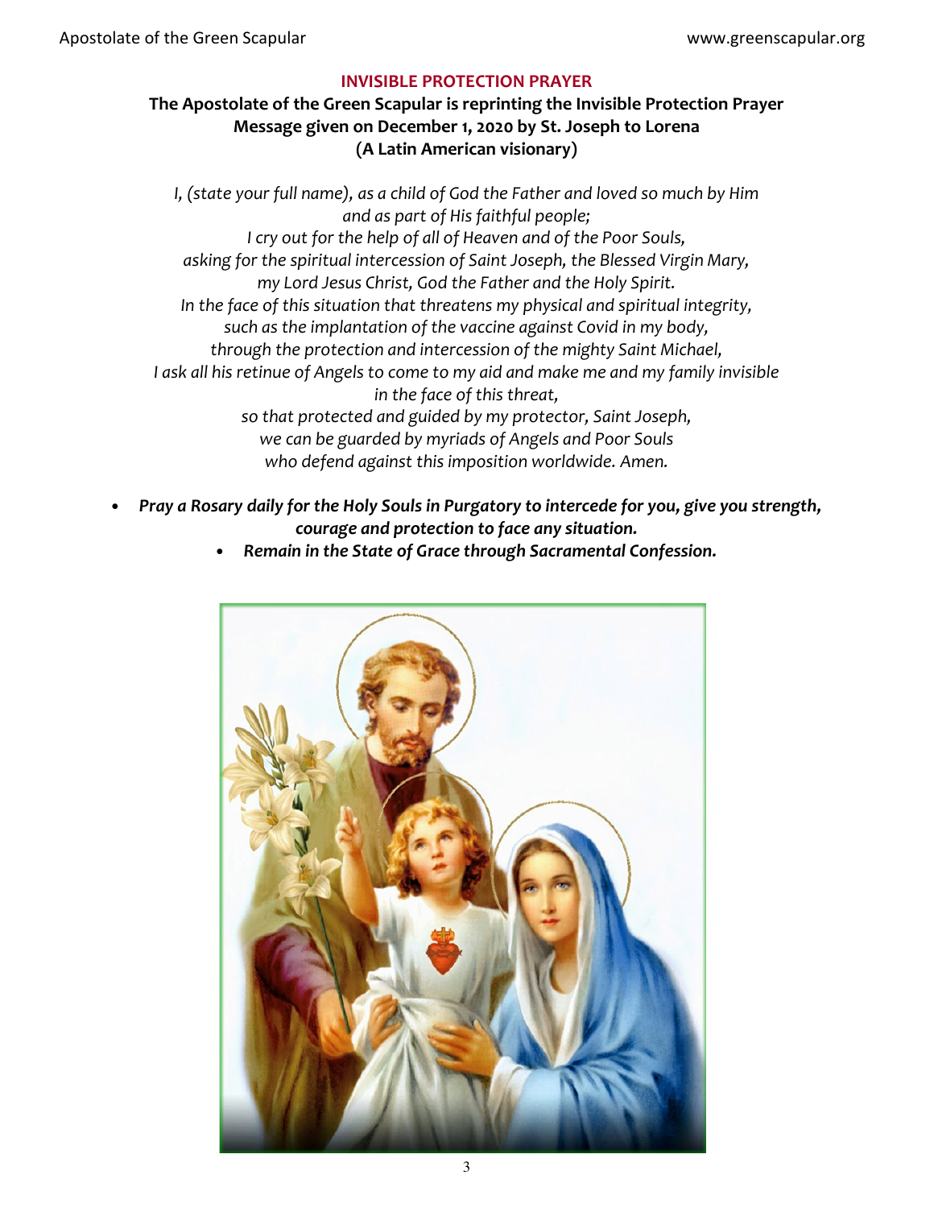## INVISIBLE PROTECTION PRAYER

**The Apostolate of the Green Scapular is reprinting the Invisible Protection Prayer Message given on December 1, 2020 by St. Joseph to Lorena (A Latin American visionary)**

*I, (state your full name), as a child of God the Father and loved so much by Him and as part of His faithful people;*
*I cry out for the help of all of Heaven and of the Poor Souls,*
*asking for the spiritual intercession of Saint Joseph, the Blessed Virgin Mary, my Lord Jesus Christ, God the Father and the Holy Spirit.*
*In the face of this situation that threatens my physical and spiritual integrity, such as the implantation of the vaccine against Covid in my body, through the protection and intercession of the mighty Saint Michael,*
*I ask all his retinue of Angels to come to my aid and make me and my family invisible in the face of this threat,*
*so that protected and guided by my protector, Saint Joseph, we can be guarded by myriads of Angels and Poor Souls who defend against this imposition worldwide. Amen.*

- ***Pray a Rosary daily for the Holy Souls in Purgatory to intercede for you, give you strength, courage and protection to face any situation.***
- ***Remain in the State of Grace through Sacramental Confession.***